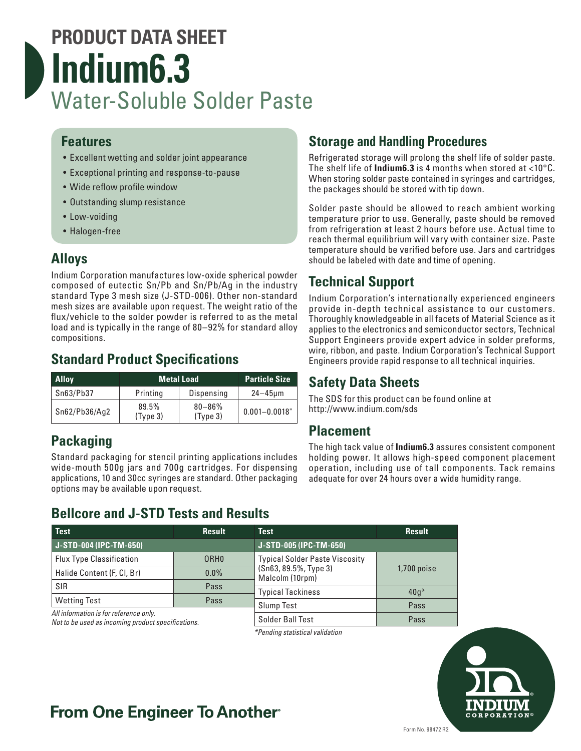# PRODUCT DATA SHEET
# Indium6.3
## Water-Soluble Solder Paste

### Features

- Excellent wetting and solder joint appearance
- Exceptional printing and response-to-pause
- Wide reflow profile window
- Outstanding slump resistance
- Low-voiding
- Halogen-free

### Alloys

Indium Corporation manufactures low-oxide spherical powder composed of eutectic Sn/Pb and Sn/Pb/Ag in the industry standard Type 3 mesh size (J-STD-006). Other non-standard mesh sizes are available upon request. The weight ratio of the flux/vehicle to the solder powder is referred to as the metal load and is typically in the range of 80–92% for standard alloy compositions.

### Standard Product Specifications

| Alloy | Metal Load | | Particle Size |
|---|---|---|---|
| Sn63/Pb37 | Printing | Dispensing | 24–45µm |
| Sn62/Pb36/Ag2 | 89.5% (Type 3) | 80–86% (Type 3) | 0.001–0.0018" |

### Packaging

Standard packaging for stencil printing applications includes wide-mouth 500g jars and 700g cartridges. For dispensing applications, 10 and 30cc syringes are standard. Other packaging options may be available upon request.

### Storage and Handling Procedures

Refrigerated storage will prolong the shelf life of solder paste. The shelf life of **Indium6.3** is 4 months when stored at <10°C. When storing solder paste contained in syringes and cartridges, the packages should be stored with tip down.

Solder paste should be allowed to reach ambient working temperature prior to use. Generally, paste should be removed from refrigeration at least 2 hours before use. Actual time to reach thermal equilibrium will vary with container size. Paste temperature should be verified before use. Jars and cartridges should be labeled with date and time of opening.

### Technical Support

Indium Corporation's internationally experienced engineers provide in-depth technical assistance to our customers. Thoroughly knowledgeable in all facets of Material Science as it applies to the electronics and semiconductor sectors, Technical Support Engineers provide expert advice in solder preforms, wire, ribbon, and paste. Indium Corporation's Technical Support Engineers provide rapid response to all technical inquiries.

### Safety Data Sheets

The SDS for this product can be found online at http://www.indium.com/sds

### Placement

The high tack value of **Indium6.3** assures consistent component holding power. It allows high-speed component placement operation, including use of tall components. Tack remains adequate for over 24 hours over a wide humidity range.

### Bellcore and J-STD Tests and Results

| Test | Result |
|---|---|
| **J-STD-004 (IPC-TM-650)** | |
| Flux Type Classification | ORH0 |
| Halide Content (F, Cl, Br) | 0.0% |
| SIR | Pass |
| Wetting Test | Pass |

*All information is for reference only.*
*Not to be used as incoming product specifications.*

| Test | Result |
|---|---|
| **J-STD-005 (IPC-TM-650)** | |
| Typical Solder Paste Viscosity (Sn63, 89.5%, Type 3) Malcolm (10rpm) | 1,700 poise |
| Typical Tackiness | 40g* |
| Slump Test | Pass |
| Solder Ball Test | Pass |

*\*Pending statistical validation*

**From One Engineer To Another®**

Form No. 98472 R2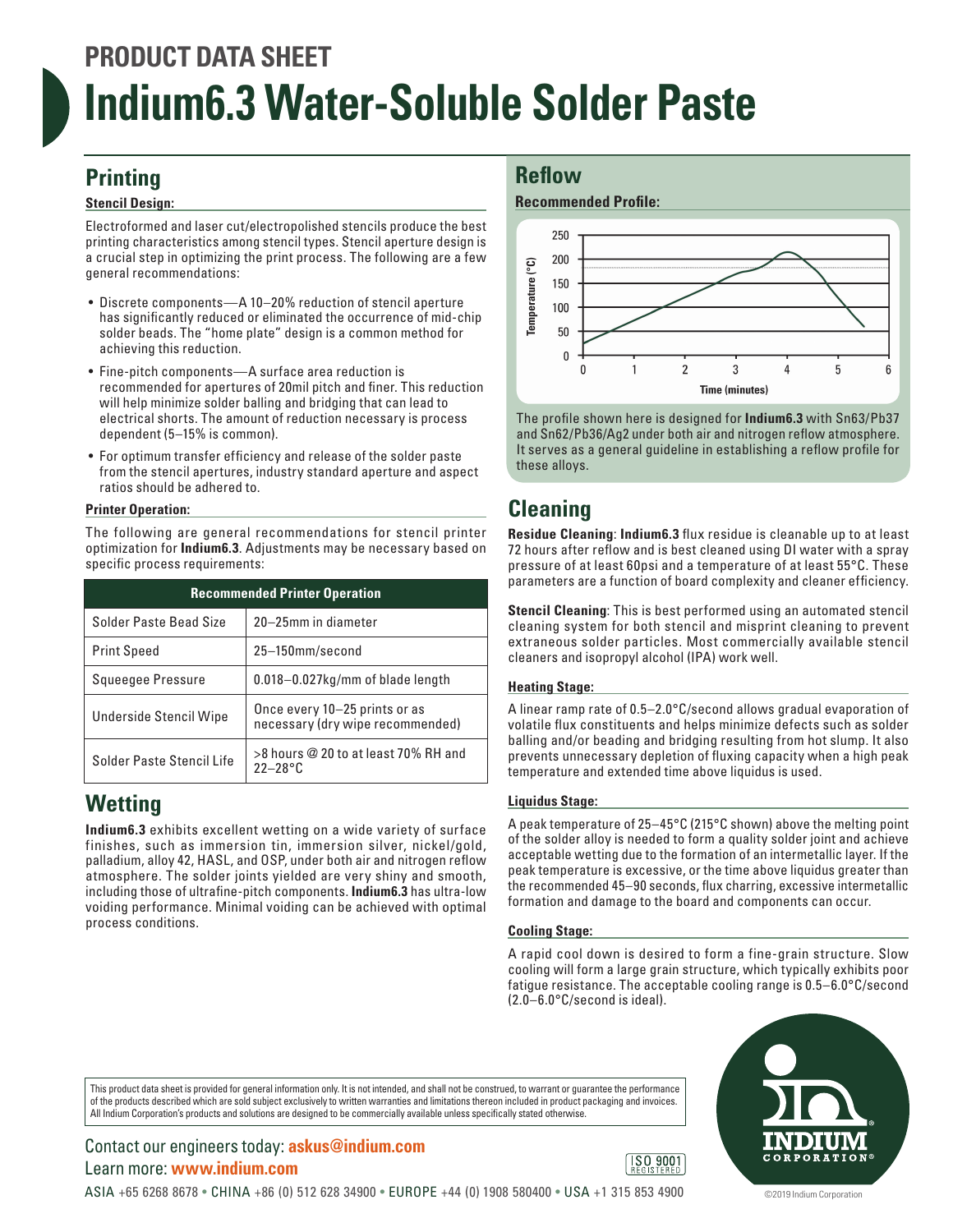# PRODUCT DATA SHEET
# Indium6.3 Water-Soluble Solder Paste

## Printing

### Stencil Design:

Electroformed and laser cut/electropolished stencils produce the best printing characteristics among stencil types. Stencil aperture design is a crucial step in optimizing the print process. The following are a few general recommendations:

- Discrete components—A 10–20% reduction of stencil aperture has significantly reduced or eliminated the occurrence of mid-chip solder beads. The "home plate" design is a common method for achieving this reduction.
- Fine-pitch components—A surface area reduction is recommended for apertures of 20mil pitch and finer. This reduction will help minimize solder balling and bridging that can lead to electrical shorts. The amount of reduction necessary is process dependent (5–15% is common).
- For optimum transfer efficiency and release of the solder paste from the stencil apertures, industry standard aperture and aspect ratios should be adhered to.

### Printer Operation:

The following are general recommendations for stencil printer optimization for **Indium6.3**. Adjustments may be necessary based on specific process requirements:

| Recommended Printer Operation | |
|---|---|
| Solder Paste Bead Size | 20–25mm in diameter |
| Print Speed | 25–150mm/second |
| Squeegee Pressure | 0.018–0.027kg/mm of blade length |
| Underside Stencil Wipe | Once every 10–25 prints or as necessary (dry wipe recommended) |
| Solder Paste Stencil Life | >8 hours @ 20 to at least 70% RH and 22–28°C |

## Wetting

**Indium6.3** exhibits excellent wetting on a wide variety of surface finishes, such as immersion tin, immersion silver, nickel/gold, palladium, alloy 42, HASL, and OSP, under both air and nitrogen reflow atmosphere. The solder joints yielded are very shiny and smooth, including those of ultrafine-pitch components. **Indium6.3** has ultra-low voiding performance. Minimal voiding can be achieved with optimal process conditions.

## Reflow

### Recommended Profile:

Temperature (°C)
250
200
150
100
50
0
0 1 2 3 4 5 6
Time (minutes)

The profile shown here is designed for **Indium6.3** with Sn63/Pb37 and Sn62/Pb36/Ag2 under both air and nitrogen reflow atmosphere. It serves as a general guideline in establishing a reflow profile for these alloys.

## Cleaning

**Residue Cleaning**: **Indium6.3** flux residue is cleanable up to at least 72 hours after reflow and is best cleaned using DI water with a spray pressure of at least 60psi and a temperature of at least 55°C. These parameters are a function of board complexity and cleaner efficiency.

**Stencil Cleaning**: This is best performed using an automated stencil cleaning system for both stencil and misprint cleaning to prevent extraneous solder particles. Most commercially available stencil cleaners and isopropyl alcohol (IPA) work well.

### Heating Stage:

A linear ramp rate of 0.5–2.0°C/second allows gradual evaporation of volatile flux constituents and helps minimize defects such as solder balling and/or beading and bridging resulting from hot slump. It also prevents unnecessary depletion of fluxing capacity when a high peak temperature and extended time above liquidus is used.

### Liquidus Stage:

A peak temperature of 25–45°C (215°C shown) above the melting point of the solder alloy is needed to form a quality solder joint and achieve acceptable wetting due to the formation of an intermetallic layer. If the peak temperature is excessive, or the time above liquidus greater than the recommended 45–90 seconds, flux charring, excessive intermetallic formation and damage to the board and components can occur.

### Cooling Stage:

A rapid cool down is desired to form a fine-grain structure. Slow cooling will form a large grain structure, which typically exhibits poor fatigue resistance. The acceptable cooling range is 0.5–6.0°C/second (2.0–6.0°C/second is ideal).

This product data sheet is provided for general information only. It is not intended, and shall not be construed, to warrant or guarantee the performance of the products described which are sold subject exclusively to written warranties and limitations thereon included in product packaging and invoices. All Indium Corporation's products and solutions are designed to be commercially available unless specifically stated otherwise.

Contact our engineers today: **askus@indium.com**
Learn more: **www.indium.com**

ISO 9001 REGISTERED

ASIA +65 6268 8678 • CHINA +86 (0) 512 628 34900 • EUROPE +44 (0) 1908 580400 • USA +1 315 853 4900

INDIUM CORPORATION®

©2019 Indium Corporation